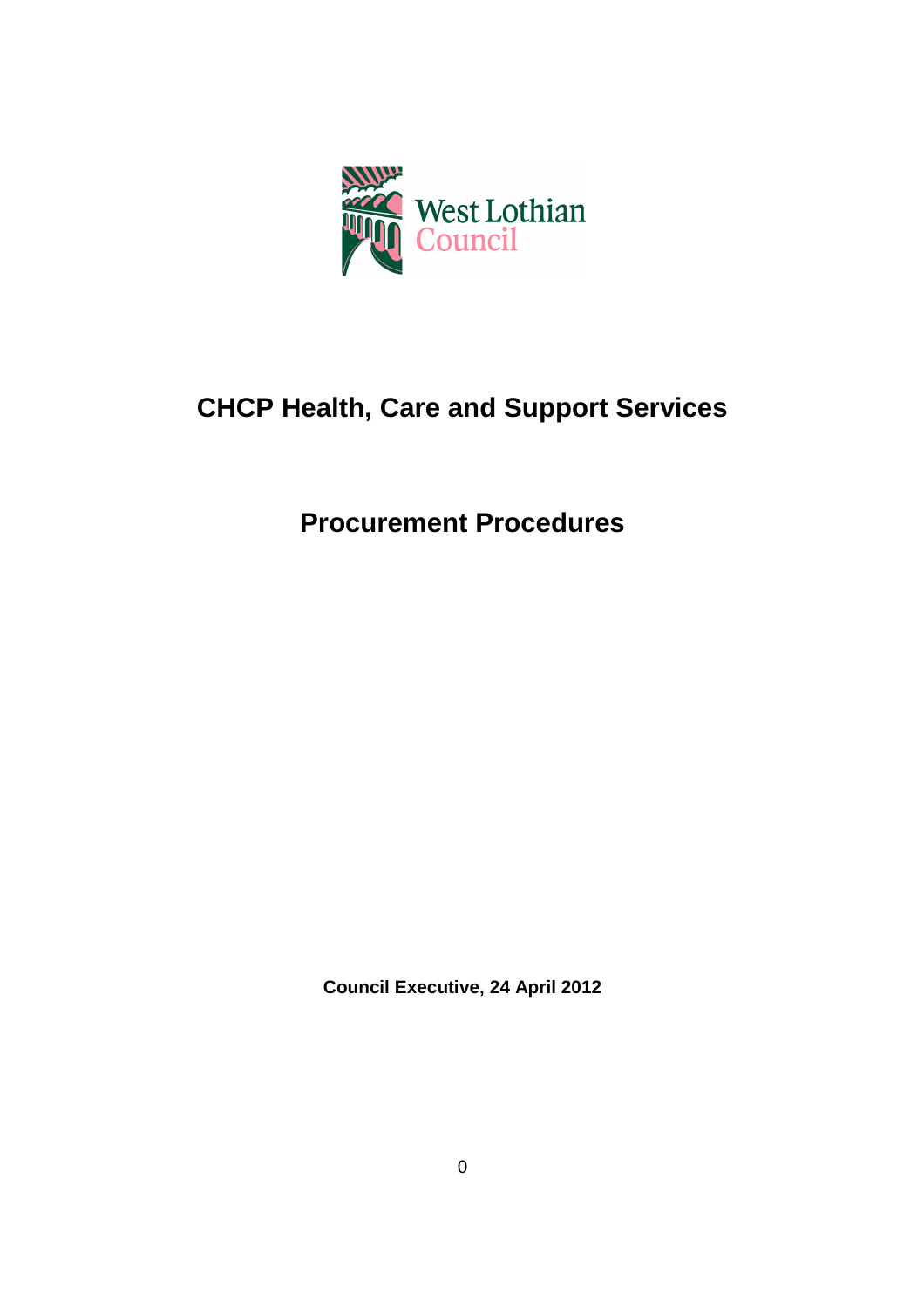West Lothian Council

# CHCP Health, Care and Support Services

# Procurement Procedures

**Council Executive, 24 April 2012**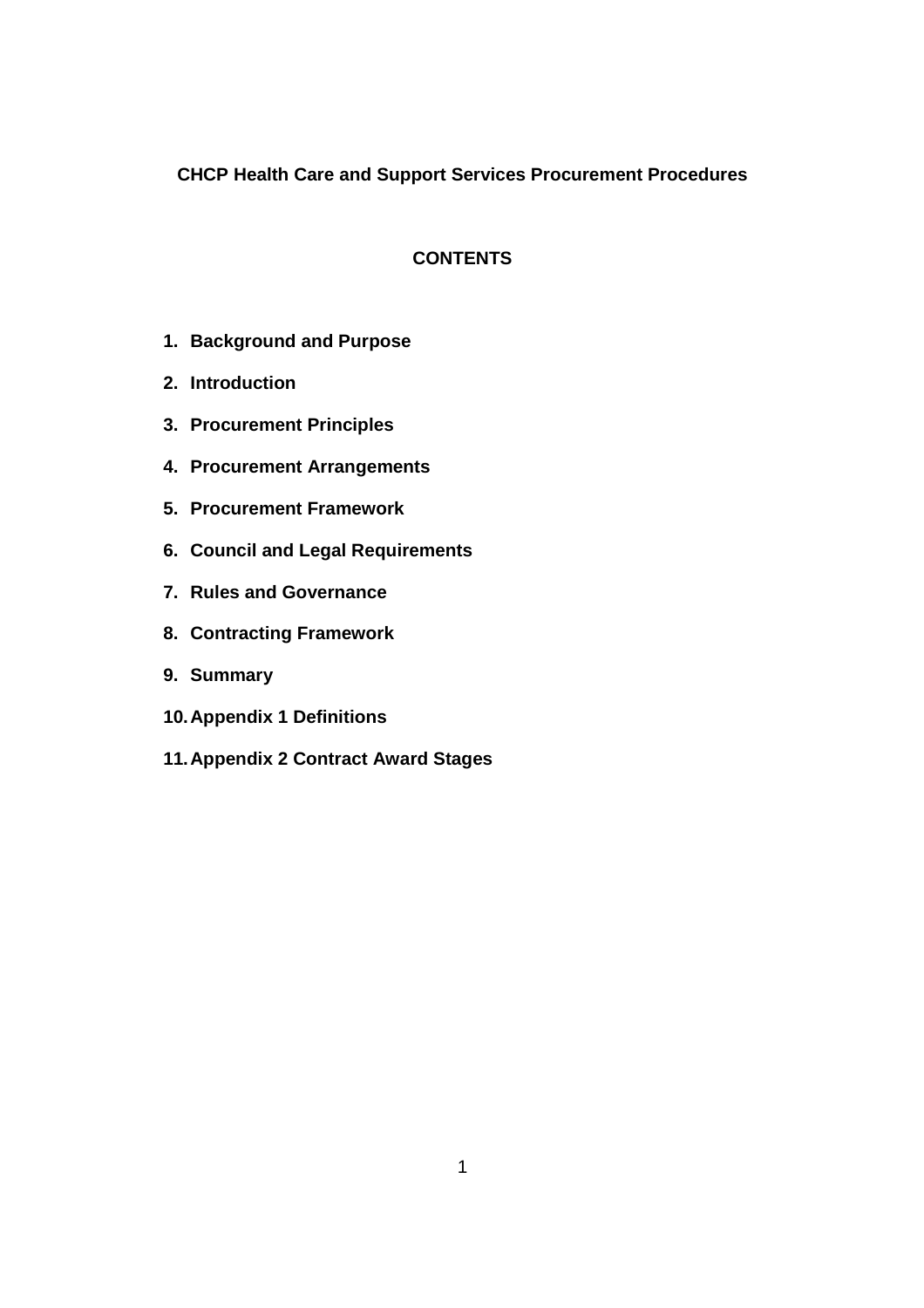**CHCP Health Care and Support Services Procurement Procedures**

**CONTENTS**

1. **Background and Purpose**
2. **Introduction**
3. **Procurement Principles**
4. **Procurement Arrangements**
5. **Procurement Framework**
6. **Council and Legal Requirements**
7. **Rules and Governance**
8. **Contracting Framework**
9. **Summary**
10. **Appendix 1 Definitions**
11. **Appendix 2 Contract Award Stages**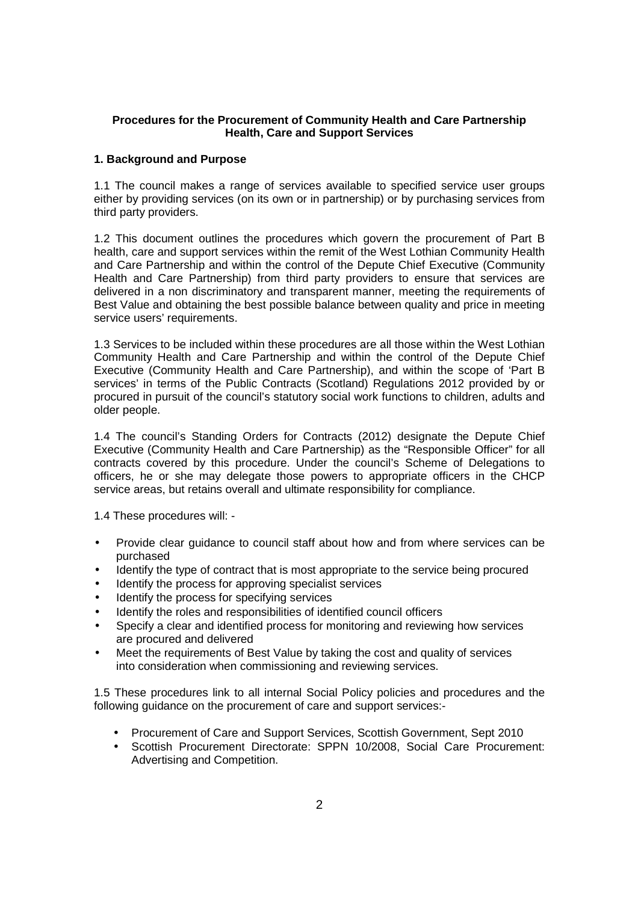**Procedures for the Procurement of Community Health and Care Partnership Health, Care and Support Services**

**1. Background and Purpose**

1.1 The council makes a range of services available to specified service user groups either by providing services (on its own or in partnership) or by purchasing services from third party providers.

1.2 This document outlines the procedures which govern the procurement of Part B health, care and support services within the remit of the West Lothian Community Health and Care Partnership and within the control of the Depute Chief Executive (Community Health and Care Partnership) from third party providers to ensure that services are delivered in a non discriminatory and transparent manner, meeting the requirements of Best Value and obtaining the best possible balance between quality and price in meeting service users' requirements.

1.3 Services to be included within these procedures are all those within the West Lothian Community Health and Care Partnership and within the control of the Depute Chief Executive (Community Health and Care Partnership), and within the scope of 'Part B services' in terms of the Public Contracts (Scotland) Regulations 2012 provided by or procured in pursuit of the council's statutory social work functions to children, adults and older people.

1.4 The council's Standing Orders for Contracts (2012) designate the Depute Chief Executive (Community Health and Care Partnership) as the "Responsible Officer" for all contracts covered by this procedure. Under the council's Scheme of Delegations to officers, he or she may delegate those powers to appropriate officers in the CHCP service areas, but retains overall and ultimate responsibility for compliance.

1.4 These procedures will: -

- Provide clear guidance to council staff about how and from where services can be purchased
- Identify the type of contract that is most appropriate to the service being procured
- Identify the process for approving specialist services
- Identify the process for specifying services
- Identify the roles and responsibilities of identified council officers
- Specify a clear and identified process for monitoring and reviewing how services are procured and delivered
- Meet the requirements of Best Value by taking the cost and quality of services into consideration when commissioning and reviewing services.

1.5 These procedures link to all internal Social Policy policies and procedures and the following guidance on the procurement of care and support services:-

- Procurement of Care and Support Services, Scottish Government, Sept 2010
- Scottish Procurement Directorate: SPPN 10/2008, Social Care Procurement: Advertising and Competition.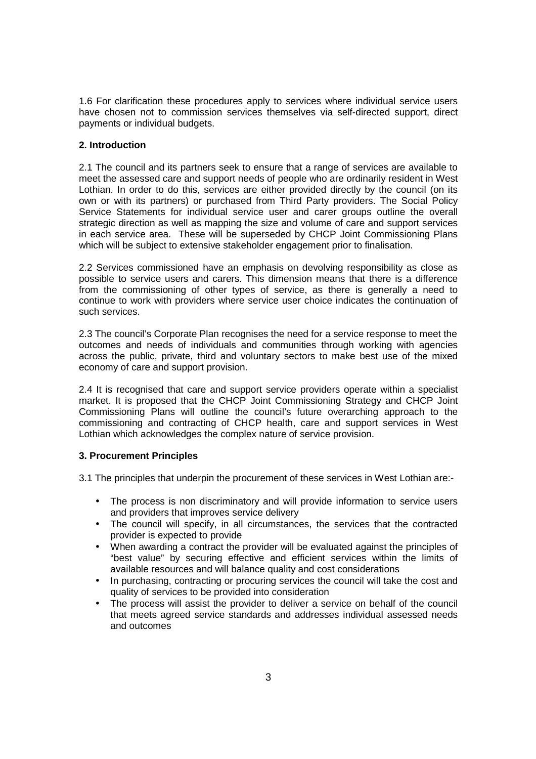1.6 For clarification these procedures apply to services where individual service users have chosen not to commission services themselves via self-directed support, direct payments or individual budgets.

## 2. Introduction

2.1 The council and its partners seek to ensure that a range of services are available to meet the assessed care and support needs of people who are ordinarily resident in West Lothian. In order to do this, services are either provided directly by the council (on its own or with its partners) or purchased from Third Party providers. The Social Policy Service Statements for individual service user and carer groups outline the overall strategic direction as well as mapping the size and volume of care and support services in each service area. These will be superseded by CHCP Joint Commissioning Plans which will be subject to extensive stakeholder engagement prior to finalisation.

2.2 Services commissioned have an emphasis on devolving responsibility as close as possible to service users and carers. This dimension means that there is a difference from the commissioning of other types of service, as there is generally a need to continue to work with providers where service user choice indicates the continuation of such services.

2.3 The council's Corporate Plan recognises the need for a service response to meet the outcomes and needs of individuals and communities through working with agencies across the public, private, third and voluntary sectors to make best use of the mixed economy of care and support provision.

2.4 It is recognised that care and support service providers operate within a specialist market. It is proposed that the CHCP Joint Commissioning Strategy and CHCP Joint Commissioning Plans will outline the council's future overarching approach to the commissioning and contracting of CHCP health, care and support services in West Lothian which acknowledges the complex nature of service provision.

## 3. Procurement Principles

3.1 The principles that underpin the procurement of these services in West Lothian are:-

- The process is non discriminatory and will provide information to service users and providers that improves service delivery
- The council will specify, in all circumstances, the services that the contracted provider is expected to provide
- When awarding a contract the provider will be evaluated against the principles of "best value" by securing effective and efficient services within the limits of available resources and will balance quality and cost considerations
- In purchasing, contracting or procuring services the council will take the cost and quality of services to be provided into consideration
- The process will assist the provider to deliver a service on behalf of the council that meets agreed service standards and addresses individual assessed needs and outcomes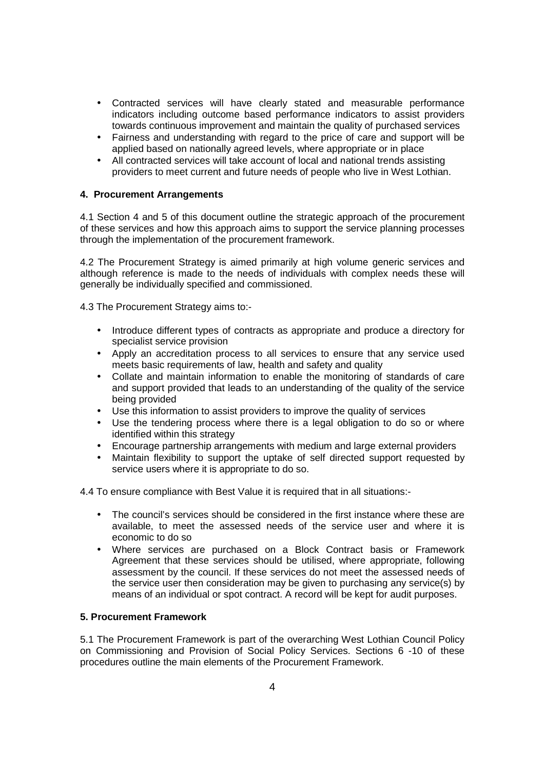- Contracted services will have clearly stated and measurable performance indicators including outcome based performance indicators to assist providers towards continuous improvement and maintain the quality of purchased services
- Fairness and understanding with regard to the price of care and support will be applied based on nationally agreed levels, where appropriate or in place
- All contracted services will take account of local and national trends assisting providers to meet current and future needs of people who live in West Lothian.

## 4. Procurement Arrangements

4.1 Section 4 and 5 of this document outline the strategic approach of the procurement of these services and how this approach aims to support the service planning processes through the implementation of the procurement framework.

4.2 The Procurement Strategy is aimed primarily at high volume generic services and although reference is made to the needs of individuals with complex needs these will generally be individually specified and commissioned.

4.3 The Procurement Strategy aims to:-

- Introduce different types of contracts as appropriate and produce a directory for specialist service provision
- Apply an accreditation process to all services to ensure that any service used meets basic requirements of law, health and safety and quality
- Collate and maintain information to enable the monitoring of standards of care and support provided that leads to an understanding of the quality of the service being provided
- Use this information to assist providers to improve the quality of services
- Use the tendering process where there is a legal obligation to do so or where identified within this strategy
- Encourage partnership arrangements with medium and large external providers
- Maintain flexibility to support the uptake of self directed support requested by service users where it is appropriate to do so.

4.4 To ensure compliance with Best Value it is required that in all situations:-

- The council's services should be considered in the first instance where these are available, to meet the assessed needs of the service user and where it is economic to do so
- Where services are purchased on a Block Contract basis or Framework Agreement that these services should be utilised, where appropriate, following assessment by the council. If these services do not meet the assessed needs of the service user then consideration may be given to purchasing any service(s) by means of an individual or spot contract. A record will be kept for audit purposes.

## 5. Procurement Framework

5.1 The Procurement Framework is part of the overarching West Lothian Council Policy on Commissioning and Provision of Social Policy Services. Sections 6 -10 of these procedures outline the main elements of the Procurement Framework.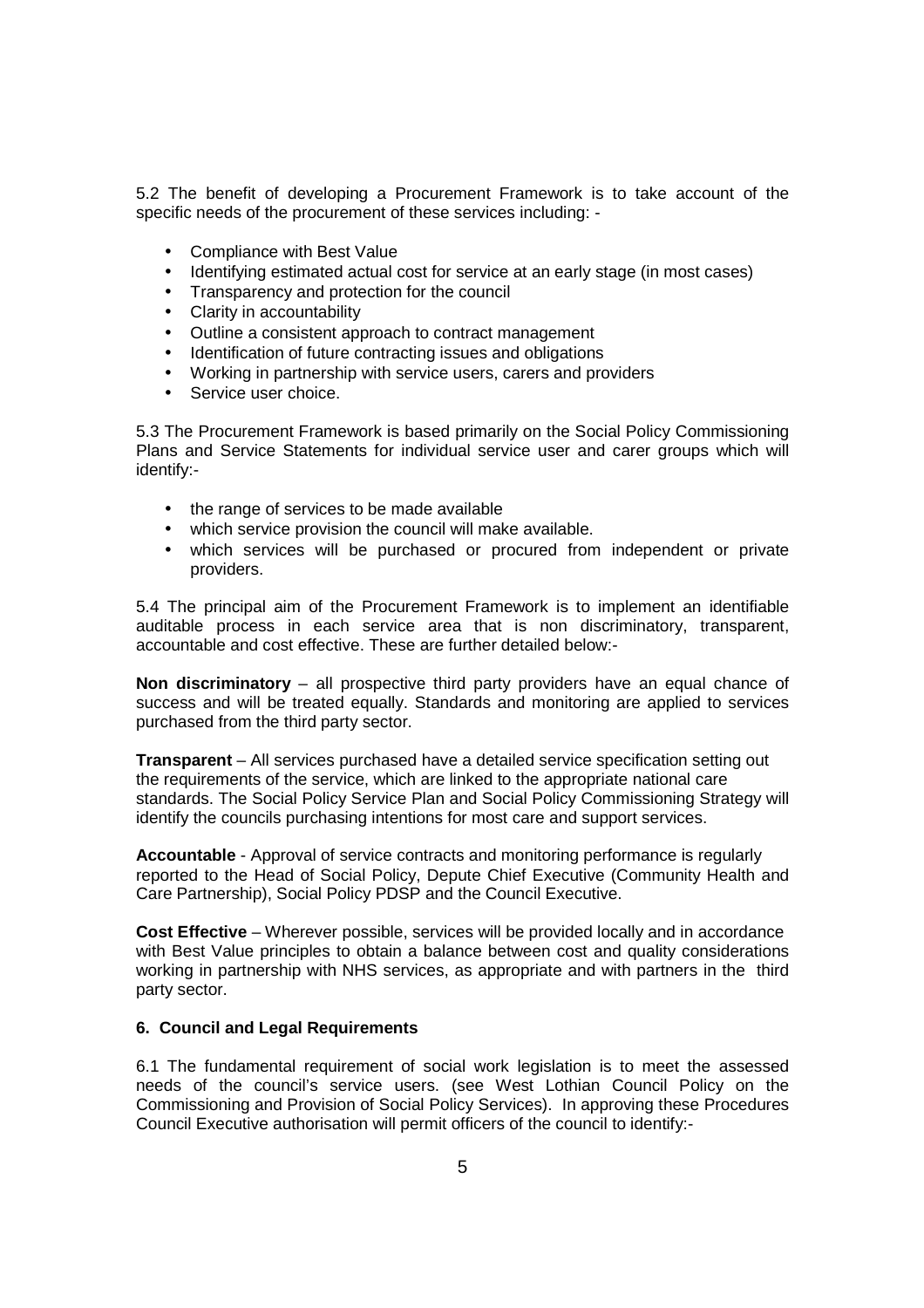5.2 The benefit of developing a Procurement Framework is to take account of the specific needs of the procurement of these services including: -

- Compliance with Best Value
- Identifying estimated actual cost for service at an early stage (in most cases)
- Transparency and protection for the council
- Clarity in accountability
- Outline a consistent approach to contract management
- Identification of future contracting issues and obligations
- Working in partnership with service users, carers and providers
- Service user choice.

5.3 The Procurement Framework is based primarily on the Social Policy Commissioning Plans and Service Statements for individual service user and carer groups which will identify:-

- the range of services to be made available
- which service provision the council will make available.
- which services will be purchased or procured from independent or private providers.

5.4 The principal aim of the Procurement Framework is to implement an identifiable auditable process in each service area that is non discriminatory, transparent, accountable and cost effective. These are further detailed below:-

**Non discriminatory** – all prospective third party providers have an equal chance of success and will be treated equally. Standards and monitoring are applied to services purchased from the third party sector.

**Transparent** – All services purchased have a detailed service specification setting out the requirements of the service, which are linked to the appropriate national care standards. The Social Policy Service Plan and Social Policy Commissioning Strategy will identify the councils purchasing intentions for most care and support services.

**Accountable** - Approval of service contracts and monitoring performance is regularly reported to the Head of Social Policy, Depute Chief Executive (Community Health and Care Partnership), Social Policy PDSP and the Council Executive.

**Cost Effective** – Wherever possible, services will be provided locally and in accordance with Best Value principles to obtain a balance between cost and quality considerations working in partnership with NHS services, as appropriate and with partners in the third party sector.

## 6. Council and Legal Requirements

6.1 The fundamental requirement of social work legislation is to meet the assessed needs of the council's service users. (see West Lothian Council Policy on the Commissioning and Provision of Social Policy Services). In approving these Procedures Council Executive authorisation will permit officers of the council to identify:-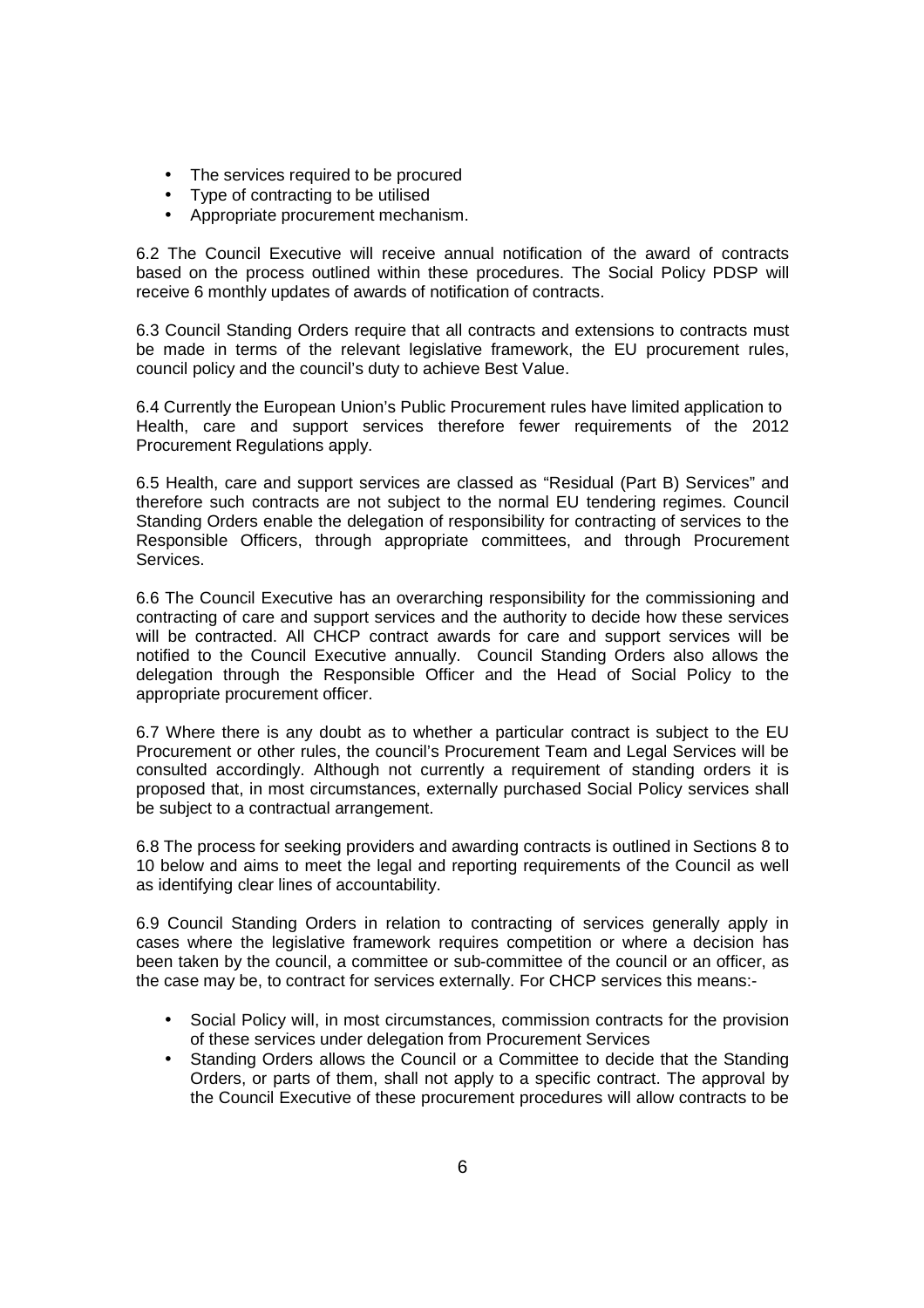- The services required to be procured
- Type of contracting to be utilised
- Appropriate procurement mechanism.

6.2 The Council Executive will receive annual notification of the award of contracts based on the process outlined within these procedures. The Social Policy PDSP will receive 6 monthly updates of awards of notification of contracts.

6.3 Council Standing Orders require that all contracts and extensions to contracts must be made in terms of the relevant legislative framework, the EU procurement rules, council policy and the council's duty to achieve Best Value.

6.4 Currently the European Union's Public Procurement rules have limited application to Health, care and support services therefore fewer requirements of the 2012 Procurement Regulations apply.

6.5 Health, care and support services are classed as "Residual (Part B) Services" and therefore such contracts are not subject to the normal EU tendering regimes. Council Standing Orders enable the delegation of responsibility for contracting of services to the Responsible Officers, through appropriate committees, and through Procurement Services.

6.6 The Council Executive has an overarching responsibility for the commissioning and contracting of care and support services and the authority to decide how these services will be contracted. All CHCP contract awards for care and support services will be notified to the Council Executive annually. Council Standing Orders also allows the delegation through the Responsible Officer and the Head of Social Policy to the appropriate procurement officer.

6.7 Where there is any doubt as to whether a particular contract is subject to the EU Procurement or other rules, the council's Procurement Team and Legal Services will be consulted accordingly. Although not currently a requirement of standing orders it is proposed that, in most circumstances, externally purchased Social Policy services shall be subject to a contractual arrangement.

6.8 The process for seeking providers and awarding contracts is outlined in Sections 8 to 10 below and aims to meet the legal and reporting requirements of the Council as well as identifying clear lines of accountability.

6.9 Council Standing Orders in relation to contracting of services generally apply in cases where the legislative framework requires competition or where a decision has been taken by the council, a committee or sub-committee of the council or an officer, as the case may be, to contract for services externally. For CHCP services this means:-

- Social Policy will, in most circumstances, commission contracts for the provision of these services under delegation from Procurement Services
- Standing Orders allows the Council or a Committee to decide that the Standing Orders, or parts of them, shall not apply to a specific contract. The approval by the Council Executive of these procurement procedures will allow contracts to be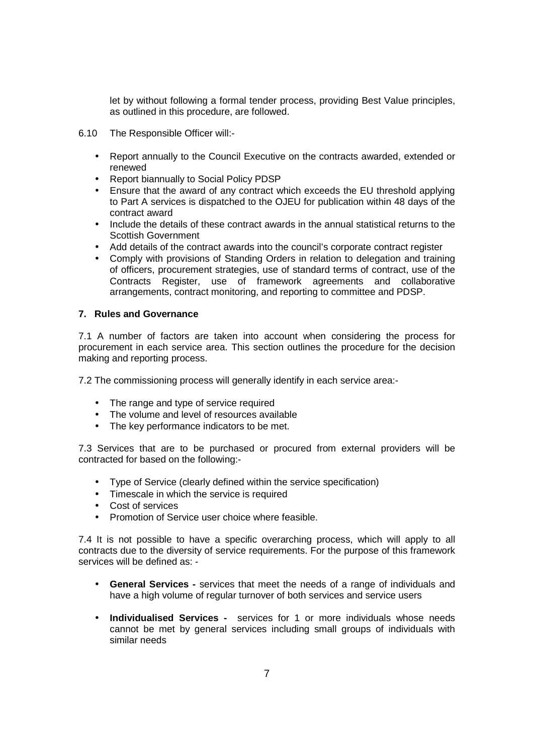let by without following a formal tender process, providing Best Value principles, as outlined in this procedure, are followed.

6.10 The Responsible Officer will:-

- Report annually to the Council Executive on the contracts awarded, extended or renewed
- Report biannually to Social Policy PDSP
- Ensure that the award of any contract which exceeds the EU threshold applying to Part A services is dispatched to the OJEU for publication within 48 days of the contract award
- Include the details of these contract awards in the annual statistical returns to the Scottish Government
- Add details of the contract awards into the council's corporate contract register
- Comply with provisions of Standing Orders in relation to delegation and training of officers, procurement strategies, use of standard terms of contract, use of the Contracts Register, use of framework agreements and collaborative arrangements, contract monitoring, and reporting to committee and PDSP.

## 7. Rules and Governance

7.1 A number of factors are taken into account when considering the process for procurement in each service area. This section outlines the procedure for the decision making and reporting process.

7.2 The commissioning process will generally identify in each service area:-

- The range and type of service required
- The volume and level of resources available
- The key performance indicators to be met.

7.3 Services that are to be purchased or procured from external providers will be contracted for based on the following:-

- Type of Service (clearly defined within the service specification)
- Timescale in which the service is required
- Cost of services
- Promotion of Service user choice where feasible.

7.4 It is not possible to have a specific overarching process, which will apply to all contracts due to the diversity of service requirements. For the purpose of this framework services will be defined as: -

- **General Services -** services that meet the needs of a range of individuals and have a high volume of regular turnover of both services and service users
- **Individualised Services -** services for 1 or more individuals whose needs cannot be met by general services including small groups of individuals with similar needs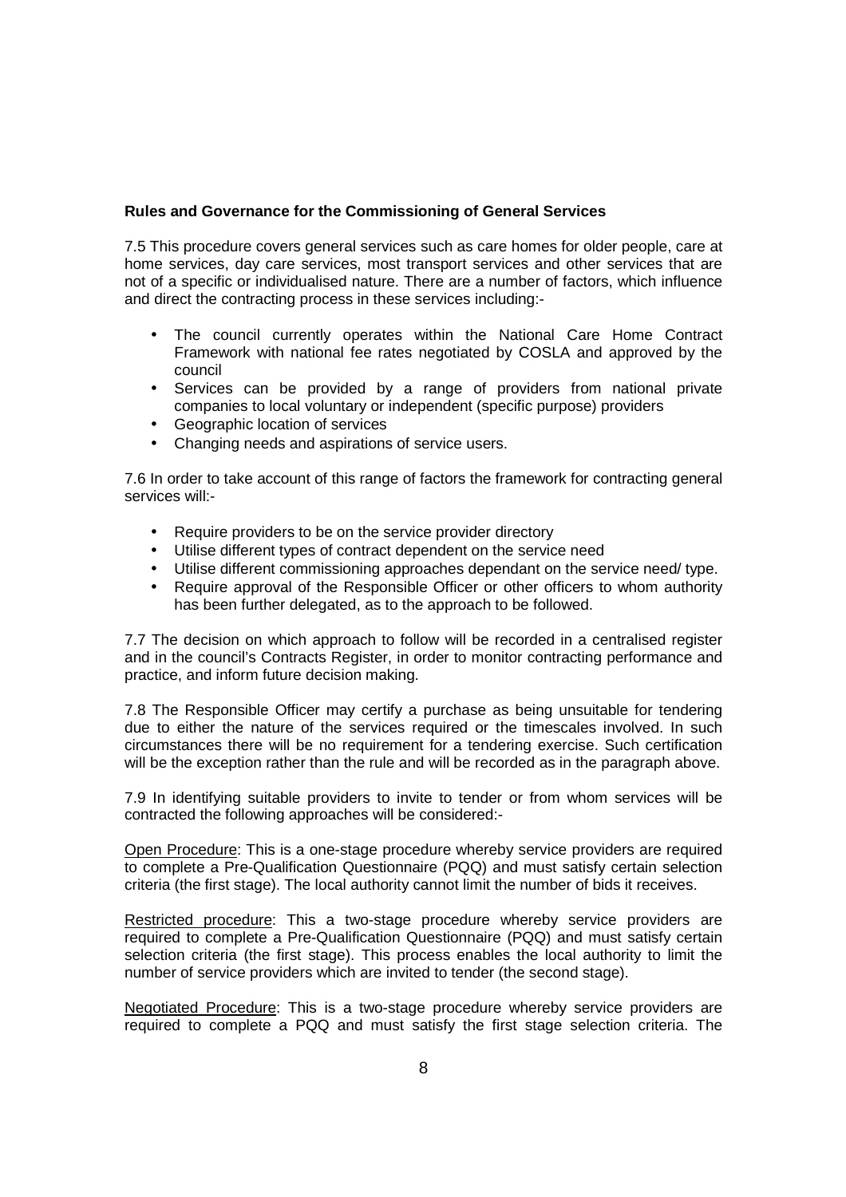**Rules and Governance for the Commissioning of General Services**

7.5 This procedure covers general services such as care homes for older people, care at home services, day care services, most transport services and other services that are not of a specific or individualised nature. There are a number of factors, which influence and direct the contracting process in these services including:-

- The council currently operates within the National Care Home Contract Framework with national fee rates negotiated by COSLA and approved by the council
- Services can be provided by a range of providers from national private companies to local voluntary or independent (specific purpose) providers
- Geographic location of services
- Changing needs and aspirations of service users.

7.6 In order to take account of this range of factors the framework for contracting general services will:-

- Require providers to be on the service provider directory
- Utilise different types of contract dependent on the service need
- Utilise different commissioning approaches dependant on the service need/ type.
- Require approval of the Responsible Officer or other officers to whom authority has been further delegated, as to the approach to be followed.

7.7 The decision on which approach to follow will be recorded in a centralised register and in the council's Contracts Register, in order to monitor contracting performance and practice, and inform future decision making.

7.8 The Responsible Officer may certify a purchase as being unsuitable for tendering due to either the nature of the services required or the timescales involved. In such circumstances there will be no requirement for a tendering exercise. Such certification will be the exception rather than the rule and will be recorded as in the paragraph above.

7.9 In identifying suitable providers to invite to tender or from whom services will be contracted the following approaches will be considered:-

<u>Open Procedure</u>: This is a one-stage procedure whereby service providers are required to complete a Pre-Qualification Questionnaire (PQQ) and must satisfy certain selection criteria (the first stage). The local authority cannot limit the number of bids it receives.

<u>Restricted procedure</u>: This a two-stage procedure whereby service providers are required to complete a Pre-Qualification Questionnaire (PQQ) and must satisfy certain selection criteria (the first stage). This process enables the local authority to limit the number of service providers which are invited to tender (the second stage).

<u>Negotiated Procedure</u>: This is a two-stage procedure whereby service providers are required to complete a PQQ and must satisfy the first stage selection criteria. The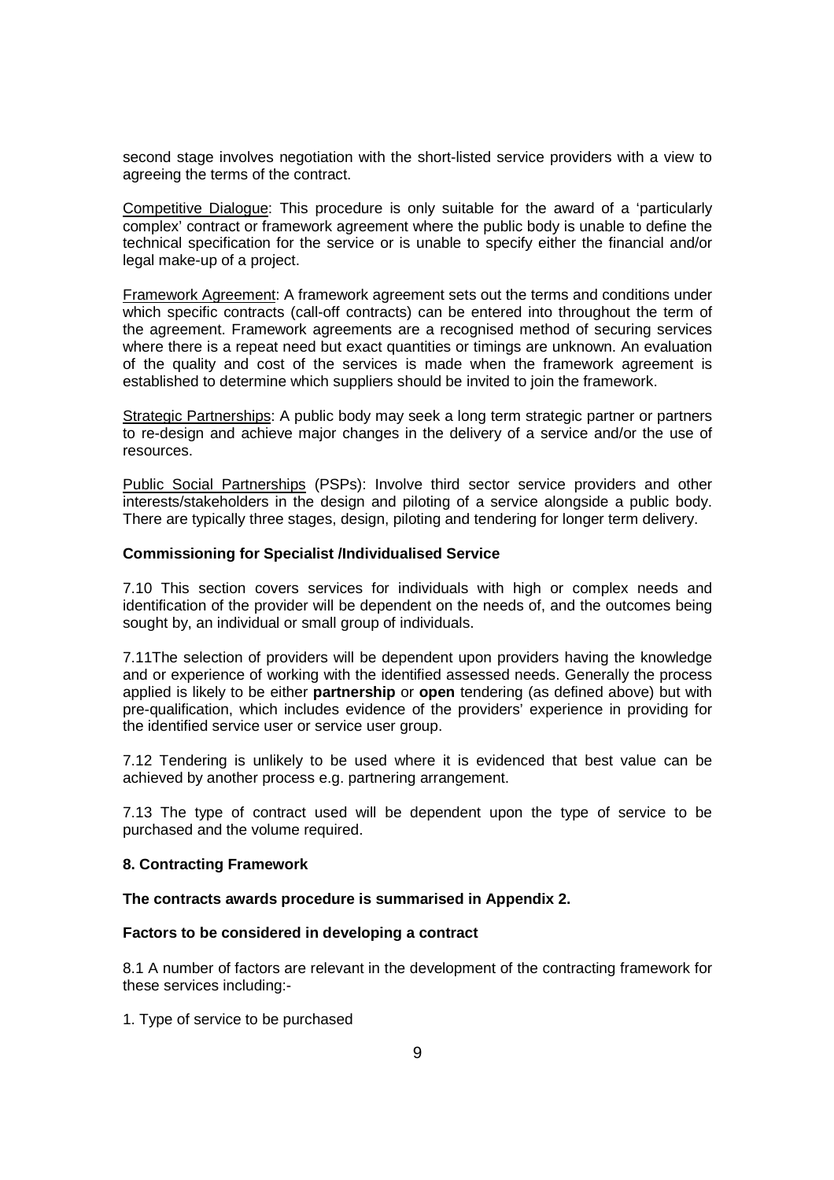second stage involves negotiation with the short-listed service providers with a view to agreeing the terms of the contract.

Competitive Dialogue: This procedure is only suitable for the award of a 'particularly complex' contract or framework agreement where the public body is unable to define the technical specification for the service or is unable to specify either the financial and/or legal make-up of a project.

Framework Agreement: A framework agreement sets out the terms and conditions under which specific contracts (call-off contracts) can be entered into throughout the term of the agreement. Framework agreements are a recognised method of securing services where there is a repeat need but exact quantities or timings are unknown. An evaluation of the quality and cost of the services is made when the framework agreement is established to determine which suppliers should be invited to join the framework.

Strategic Partnerships: A public body may seek a long term strategic partner or partners to re-design and achieve major changes in the delivery of a service and/or the use of resources.

Public Social Partnerships (PSPs): Involve third sector service providers and other interests/stakeholders in the design and piloting of a service alongside a public body. There are typically three stages, design, piloting and tendering for longer term delivery.

**Commissioning for Specialist /Individualised Service**

7.10 This section covers services for individuals with high or complex needs and identification of the provider will be dependent on the needs of, and the outcomes being sought by, an individual or small group of individuals.

7.11The selection of providers will be dependent upon providers having the knowledge and or experience of working with the identified assessed needs. Generally the process applied is likely to be either **partnership** or **open** tendering (as defined above) but with pre-qualification, which includes evidence of the providers' experience in providing for the identified service user or service user group.

7.12 Tendering is unlikely to be used where it is evidenced that best value can be achieved by another process e.g. partnering arrangement.

7.13 The type of contract used will be dependent upon the type of service to be purchased and the volume required.

## 8. Contracting Framework

**The contracts awards procedure is summarised in Appendix 2.**

**Factors to be considered in developing a contract**

8.1 A number of factors are relevant in the development of the contracting framework for these services including:-

1. Type of service to be purchased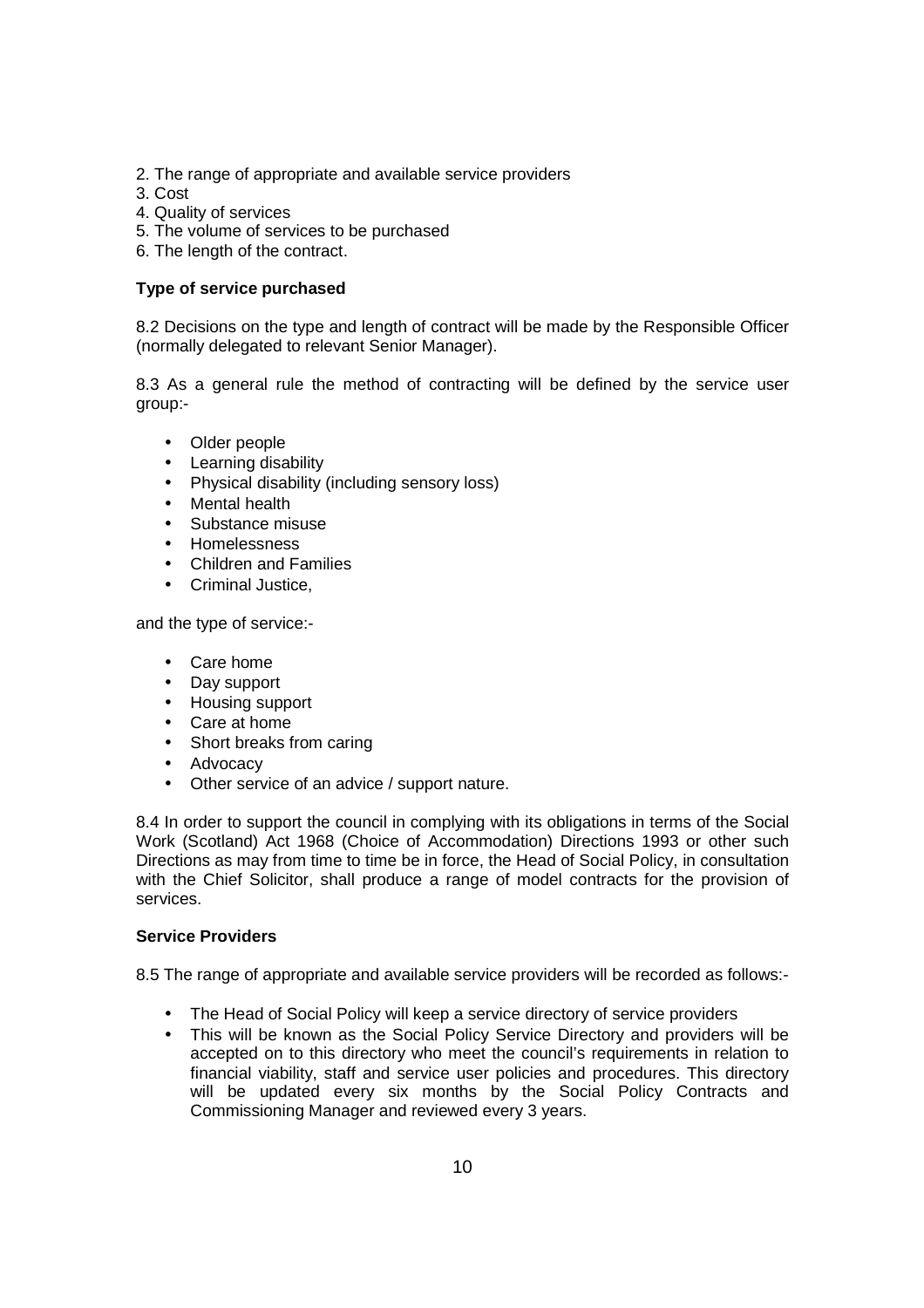2. The range of appropriate and available service providers
3. Cost
4. Quality of services
5. The volume of services to be purchased
6. The length of the contract.

**Type of service purchased**

8.2 Decisions on the type and length of contract will be made by the Responsible Officer (normally delegated to relevant Senior Manager).

8.3 As a general rule the method of contracting will be defined by the service user group:-

- Older people
- Learning disability
- Physical disability (including sensory loss)
- Mental health
- Substance misuse
- Homelessness
- Children and Families
- Criminal Justice,

and the type of service:-

- Care home
- Day support
- Housing support
- Care at home
- Short breaks from caring
- Advocacy
- Other service of an advice / support nature.

8.4 In order to support the council in complying with its obligations in terms of the Social Work (Scotland) Act 1968 (Choice of Accommodation) Directions 1993 or other such Directions as may from time to time be in force, the Head of Social Policy, in consultation with the Chief Solicitor, shall produce a range of model contracts for the provision of services.

**Service Providers**

8.5 The range of appropriate and available service providers will be recorded as follows:-

- The Head of Social Policy will keep a service directory of service providers
- This will be known as the Social Policy Service Directory and providers will be accepted on to this directory who meet the council's requirements in relation to financial viability, staff and service user policies and procedures. This directory will be updated every six months by the Social Policy Contracts and Commissioning Manager and reviewed every 3 years.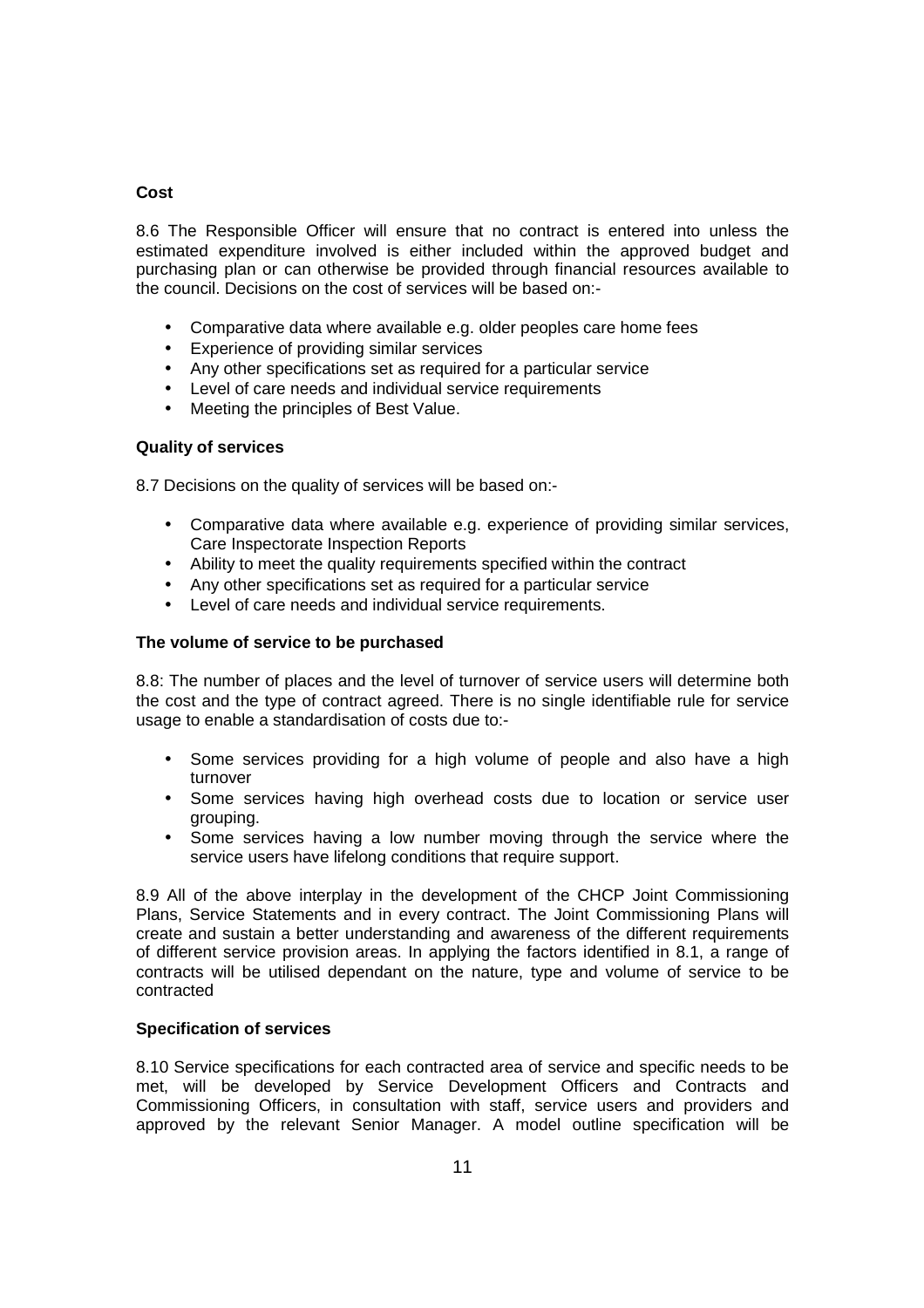**Cost**

8.6 The Responsible Officer will ensure that no contract is entered into unless the estimated expenditure involved is either included within the approved budget and purchasing plan or can otherwise be provided through financial resources available to the council. Decisions on the cost of services will be based on:-

- Comparative data where available e.g. older peoples care home fees
- Experience of providing similar services
- Any other specifications set as required for a particular service
- Level of care needs and individual service requirements
- Meeting the principles of Best Value.

**Quality of services**

8.7 Decisions on the quality of services will be based on:-

- Comparative data where available e.g. experience of providing similar services, Care Inspectorate Inspection Reports
- Ability to meet the quality requirements specified within the contract
- Any other specifications set as required for a particular service
- Level of care needs and individual service requirements.

**The volume of service to be purchased**

8.8: The number of places and the level of turnover of service users will determine both the cost and the type of contract agreed. There is no single identifiable rule for service usage to enable a standardisation of costs due to:-

- Some services providing for a high volume of people and also have a high turnover
- Some services having high overhead costs due to location or service user grouping.
- Some services having a low number moving through the service where the service users have lifelong conditions that require support.

8.9 All of the above interplay in the development of the CHCP Joint Commissioning Plans, Service Statements and in every contract. The Joint Commissioning Plans will create and sustain a better understanding and awareness of the different requirements of different service provision areas. In applying the factors identified in 8.1, a range of contracts will be utilised dependant on the nature, type and volume of service to be contracted

**Specification of services**

8.10 Service specifications for each contracted area of service and specific needs to be met, will be developed by Service Development Officers and Contracts and Commissioning Officers, in consultation with staff, service users and providers and approved by the relevant Senior Manager. A model outline specification will be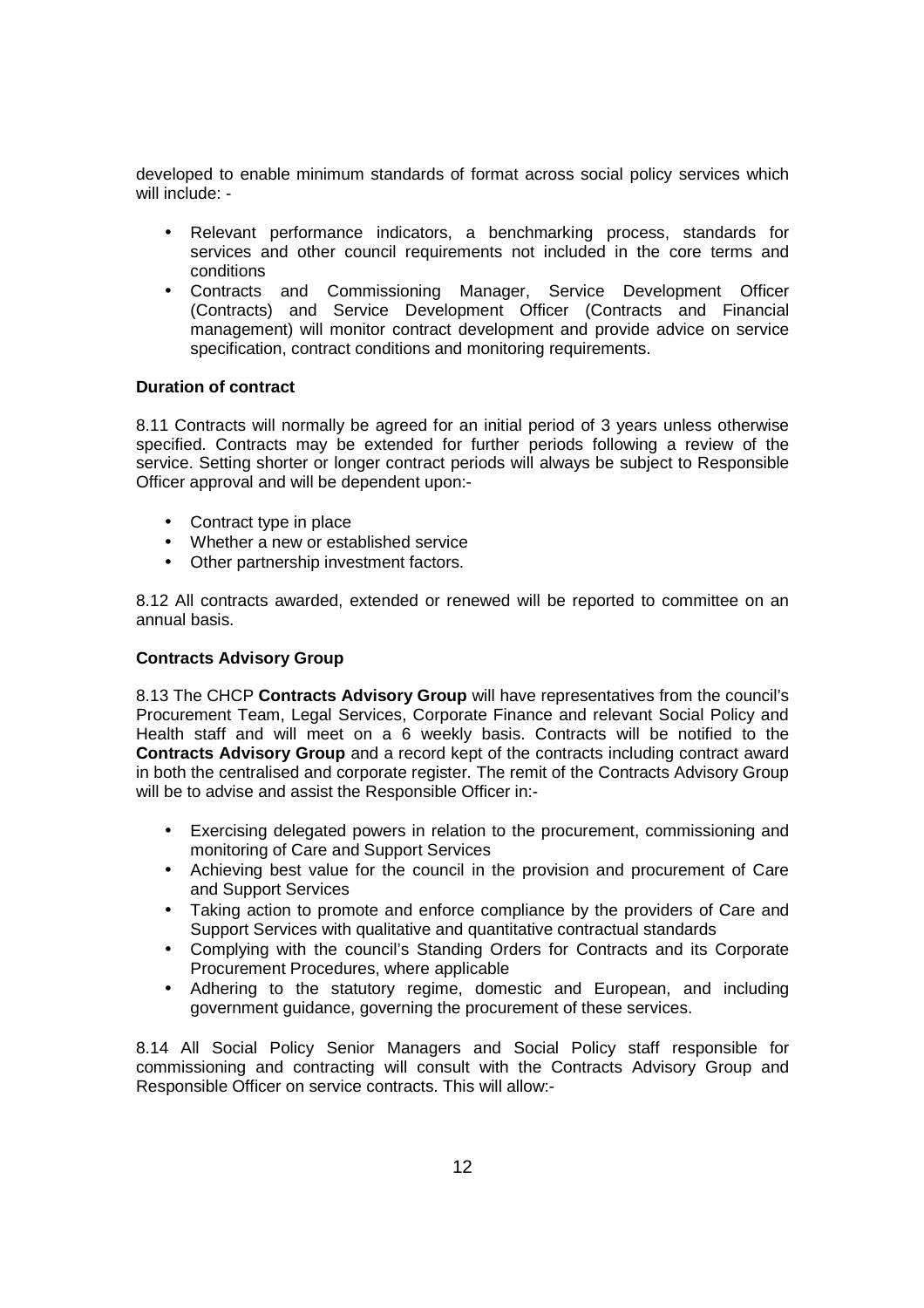developed to enable minimum standards of format across social policy services which will include: -

- Relevant performance indicators, a benchmarking process, standards for services and other council requirements not included in the core terms and conditions
- Contracts and Commissioning Manager, Service Development Officer (Contracts) and Service Development Officer (Contracts and Financial management) will monitor contract development and provide advice on service specification, contract conditions and monitoring requirements.

**Duration of contract**

8.11 Contracts will normally be agreed for an initial period of 3 years unless otherwise specified. Contracts may be extended for further periods following a review of the service. Setting shorter or longer contract periods will always be subject to Responsible Officer approval and will be dependent upon:-

- Contract type in place
- Whether a new or established service
- Other partnership investment factors.

8.12 All contracts awarded, extended or renewed will be reported to committee on an annual basis.

**Contracts Advisory Group**

8.13 The CHCP **Contracts Advisory Group** will have representatives from the council's Procurement Team, Legal Services, Corporate Finance and relevant Social Policy and Health staff and will meet on a 6 weekly basis. Contracts will be notified to the **Contracts Advisory Group** and a record kept of the contracts including contract award in both the centralised and corporate register. The remit of the Contracts Advisory Group will be to advise and assist the Responsible Officer in:-

- Exercising delegated powers in relation to the procurement, commissioning and monitoring of Care and Support Services
- Achieving best value for the council in the provision and procurement of Care and Support Services
- Taking action to promote and enforce compliance by the providers of Care and Support Services with qualitative and quantitative contractual standards
- Complying with the council's Standing Orders for Contracts and its Corporate Procurement Procedures, where applicable
- Adhering to the statutory regime, domestic and European, and including government guidance, governing the procurement of these services.

8.14 All Social Policy Senior Managers and Social Policy staff responsible for commissioning and contracting will consult with the Contracts Advisory Group and Responsible Officer on service contracts. This will allow:-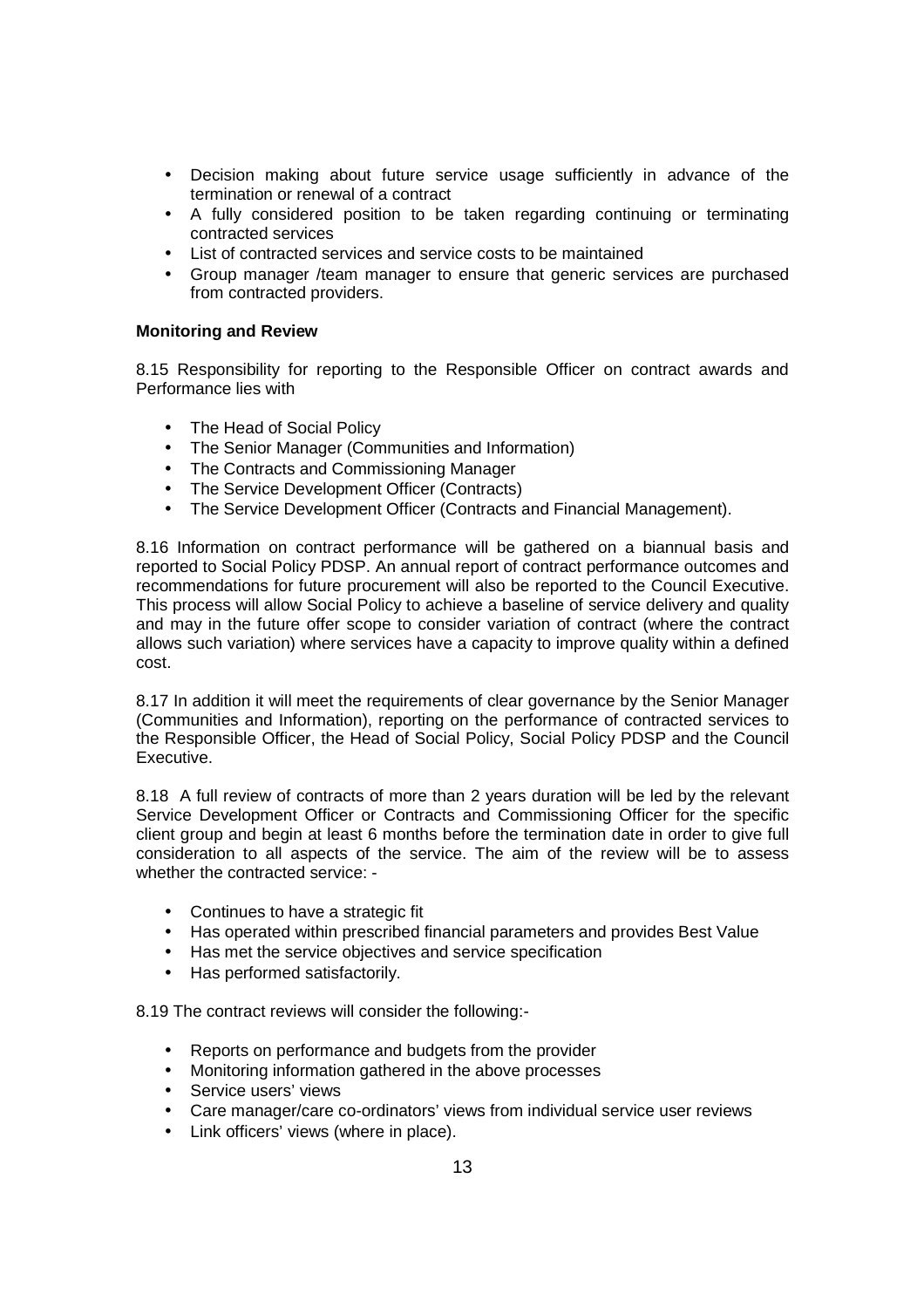- Decision making about future service usage sufficiently in advance of the termination or renewal of a contract
- A fully considered position to be taken regarding continuing or terminating contracted services
- List of contracted services and service costs to be maintained
- Group manager /team manager to ensure that generic services are purchased from contracted providers.

**Monitoring and Review**

8.15 Responsibility for reporting to the Responsible Officer on contract awards and Performance lies with

- The Head of Social Policy
- The Senior Manager (Communities and Information)
- The Contracts and Commissioning Manager
- The Service Development Officer (Contracts)
- The Service Development Officer (Contracts and Financial Management).

8.16 Information on contract performance will be gathered on a biannual basis and reported to Social Policy PDSP. An annual report of contract performance outcomes and recommendations for future procurement will also be reported to the Council Executive. This process will allow Social Policy to achieve a baseline of service delivery and quality and may in the future offer scope to consider variation of contract (where the contract allows such variation) where services have a capacity to improve quality within a defined cost.

8.17 In addition it will meet the requirements of clear governance by the Senior Manager (Communities and Information), reporting on the performance of contracted services to the Responsible Officer, the Head of Social Policy, Social Policy PDSP and the Council Executive.

8.18 A full review of contracts of more than 2 years duration will be led by the relevant Service Development Officer or Contracts and Commissioning Officer for the specific client group and begin at least 6 months before the termination date in order to give full consideration to all aspects of the service. The aim of the review will be to assess whether the contracted service: -

- Continues to have a strategic fit
- Has operated within prescribed financial parameters and provides Best Value
- Has met the service objectives and service specification
- Has performed satisfactorily.

8.19 The contract reviews will consider the following:-

- Reports on performance and budgets from the provider
- Monitoring information gathered in the above processes
- Service users' views
- Care manager/care co-ordinators' views from individual service user reviews
- Link officers' views (where in place).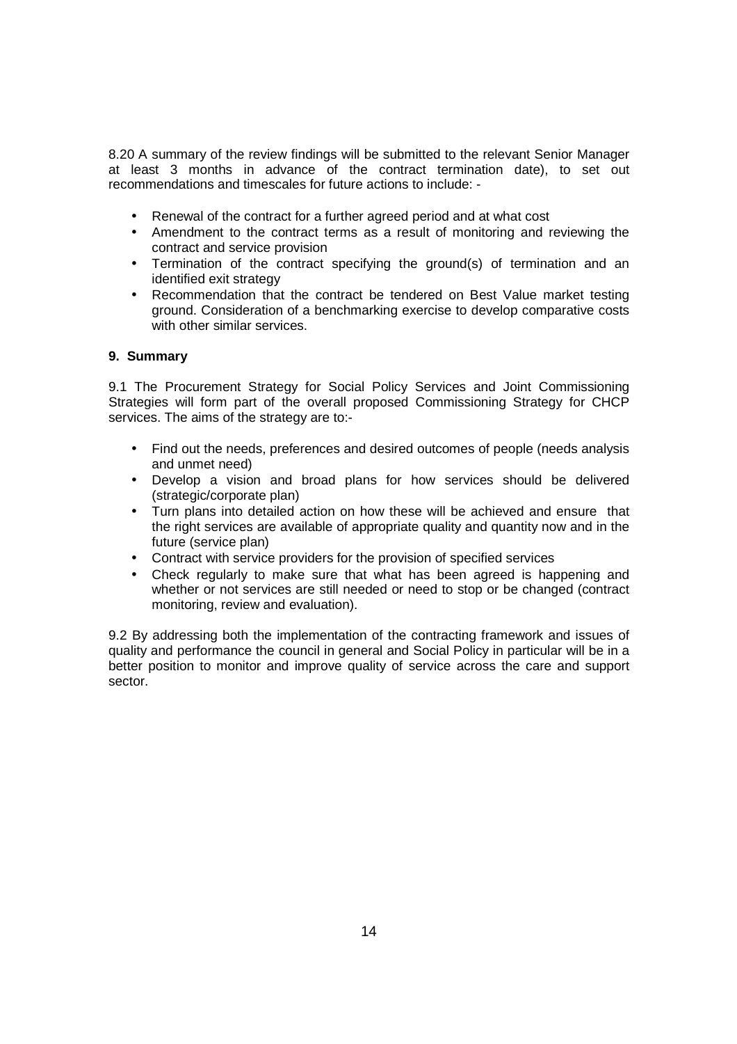8.20 A summary of the review findings will be submitted to the relevant Senior Manager at least 3 months in advance of the contract termination date), to set out recommendations and timescales for future actions to include: -

- Renewal of the contract for a further agreed period and at what cost
- Amendment to the contract terms as a result of monitoring and reviewing the contract and service provision
- Termination of the contract specifying the ground(s) of termination and an identified exit strategy
- Recommendation that the contract be tendered on Best Value market testing ground. Consideration of a benchmarking exercise to develop comparative costs with other similar services.

## 9. Summary

9.1 The Procurement Strategy for Social Policy Services and Joint Commissioning Strategies will form part of the overall proposed Commissioning Strategy for CHCP services. The aims of the strategy are to:-

- Find out the needs, preferences and desired outcomes of people (needs analysis and unmet need)
- Develop a vision and broad plans for how services should be delivered (strategic/corporate plan)
- Turn plans into detailed action on how these will be achieved and ensure that the right services are available of appropriate quality and quantity now and in the future (service plan)
- Contract with service providers for the provision of specified services
- Check regularly to make sure that what has been agreed is happening and whether or not services are still needed or need to stop or be changed (contract monitoring, review and evaluation).

9.2 By addressing both the implementation of the contracting framework and issues of quality and performance the council in general and Social Policy in particular will be in a better position to monitor and improve quality of service across the care and support sector.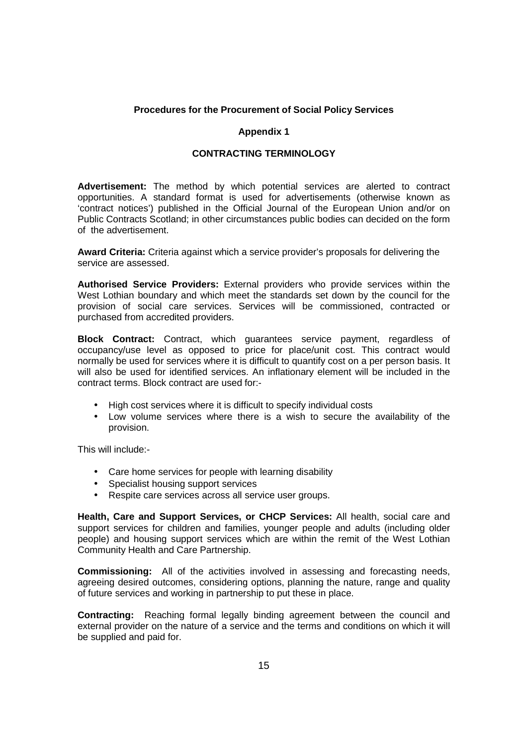**Procedures for the Procurement of Social Policy Services**

**Appendix 1**

**CONTRACTING TERMINOLOGY**

**Advertisement:** The method by which potential services are alerted to contract opportunities. A standard format is used for advertisements (otherwise known as 'contract notices') published in the Official Journal of the European Union and/or on Public Contracts Scotland; in other circumstances public bodies can decided on the form of the advertisement.

**Award Criteria:** Criteria against which a service provider's proposals for delivering the service are assessed.

**Authorised Service Providers:** External providers who provide services within the West Lothian boundary and which meet the standards set down by the council for the provision of social care services. Services will be commissioned, contracted or purchased from accredited providers.

**Block Contract:** Contract, which guarantees service payment, regardless of occupancy/use level as opposed to price for place/unit cost. This contract would normally be used for services where it is difficult to quantify cost on a per person basis. It will also be used for identified services. An inflationary element will be included in the contract terms. Block contract are used for:-

- High cost services where it is difficult to specify individual costs
- Low volume services where there is a wish to secure the availability of the provision.

This will include:-

- Care home services for people with learning disability
- Specialist housing support services
- Respite care services across all service user groups.

**Health, Care and Support Services, or CHCP Services:** All health, social care and support services for children and families, younger people and adults (including older people) and housing support services which are within the remit of the West Lothian Community Health and Care Partnership.

**Commissioning:** All of the activities involved in assessing and forecasting needs, agreeing desired outcomes, considering options, planning the nature, range and quality of future services and working in partnership to put these in place.

**Contracting:** Reaching formal legally binding agreement between the council and external provider on the nature of a service and the terms and conditions on which it will be supplied and paid for.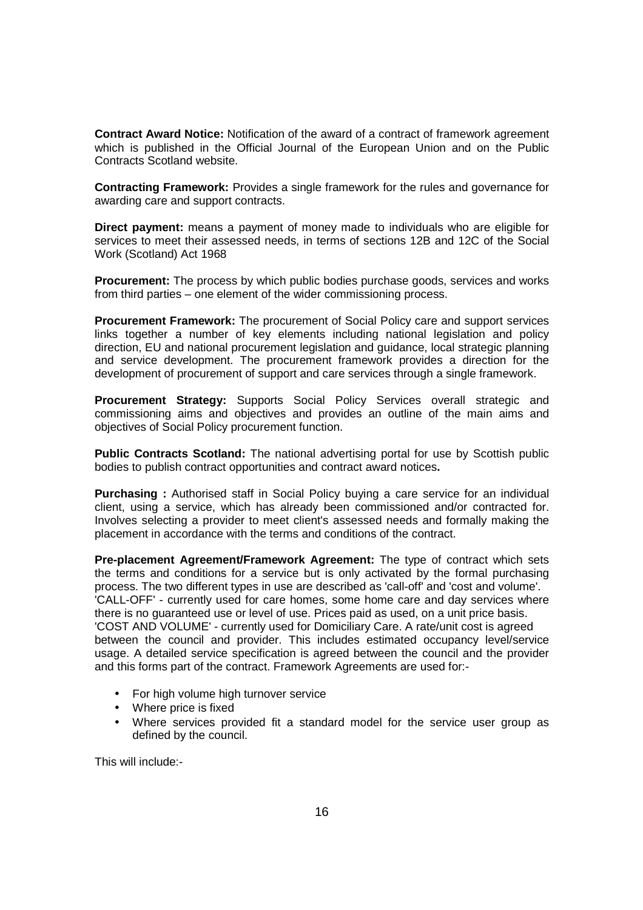**Contract Award Notice:** Notification of the award of a contract of framework agreement which is published in the Official Journal of the European Union and on the Public Contracts Scotland website.

**Contracting Framework:** Provides a single framework for the rules and governance for awarding care and support contracts.

**Direct payment:** means a payment of money made to individuals who are eligible for services to meet their assessed needs, in terms of sections 12B and 12C of the Social Work (Scotland) Act 1968

**Procurement:** The process by which public bodies purchase goods, services and works from third parties – one element of the wider commissioning process.

**Procurement Framework:** The procurement of Social Policy care and support services links together a number of key elements including national legislation and policy direction, EU and national procurement legislation and guidance, local strategic planning and service development. The procurement framework provides a direction for the development of procurement of support and care services through a single framework.

**Procurement Strategy:** Supports Social Policy Services overall strategic and commissioning aims and objectives and provides an outline of the main aims and objectives of Social Policy procurement function.

**Public Contracts Scotland:** The national advertising portal for use by Scottish public bodies to publish contract opportunities and contract award notices**.**

**Purchasing :** Authorised staff in Social Policy buying a care service for an individual client, using a service, which has already been commissioned and/or contracted for. Involves selecting a provider to meet client's assessed needs and formally making the placement in accordance with the terms and conditions of the contract.

**Pre-placement Agreement/Framework Agreement:** The type of contract which sets the terms and conditions for a service but is only activated by the formal purchasing process. The two different types in use are described as 'call-off' and 'cost and volume'.
'CALL-OFF' - currently used for care homes, some home care and day services where there is no guaranteed use or level of use. Prices paid as used, on a unit price basis.
'COST AND VOLUME' - currently used for Domiciliary Care. A rate/unit cost is agreed between the council and provider. This includes estimated occupancy level/service usage. A detailed service specification is agreed between the council and the provider and this forms part of the contract. Framework Agreements are used for:-

- For high volume high turnover service
- Where price is fixed
- Where services provided fit a standard model for the service user group as defined by the council.

This will include:-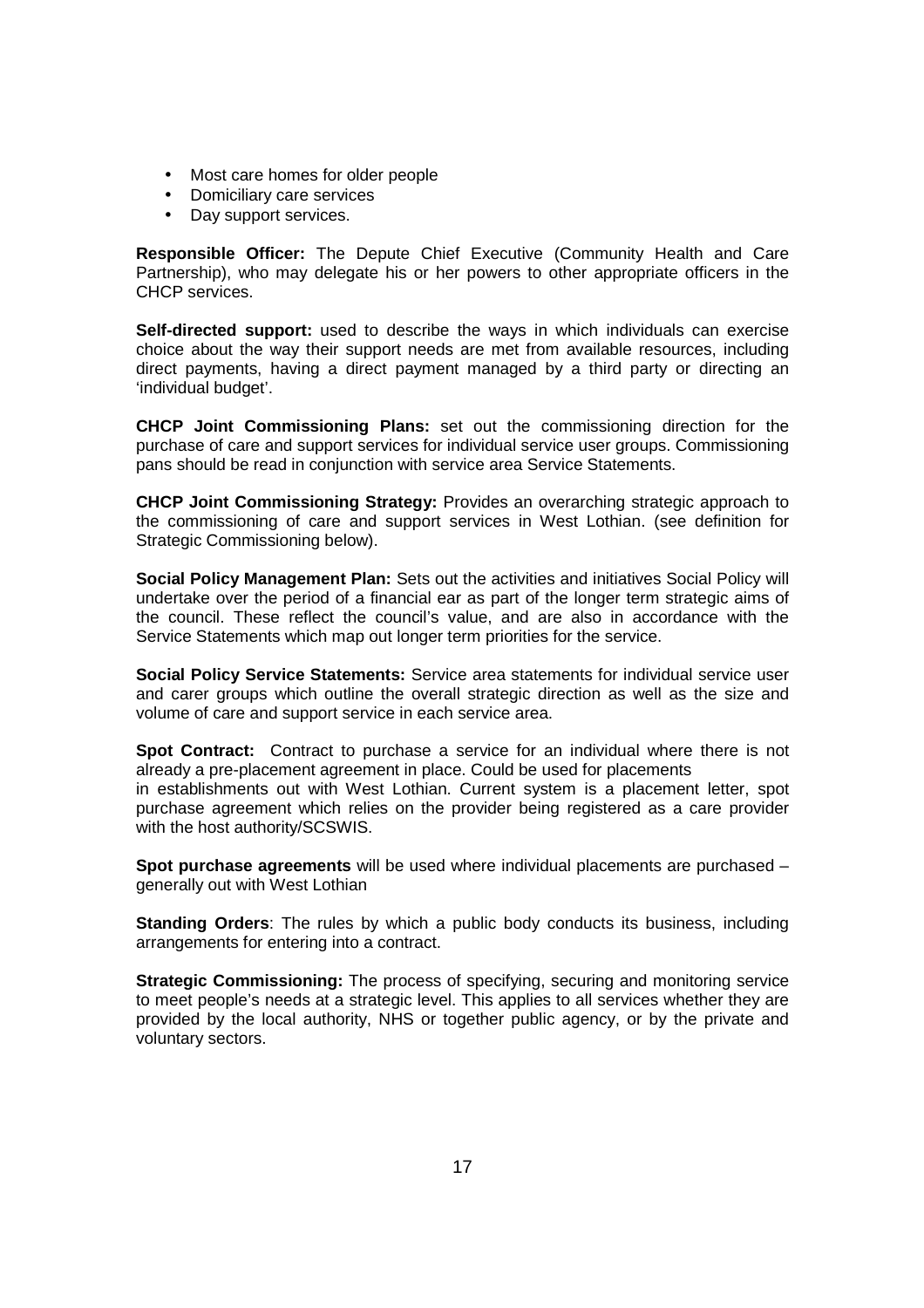- Most care homes for older people
- Domiciliary care services
- Day support services.

**Responsible Officer:** The Depute Chief Executive (Community Health and Care Partnership), who may delegate his or her powers to other appropriate officers in the CHCP services.

**Self-directed support:** used to describe the ways in which individuals can exercise choice about the way their support needs are met from available resources, including direct payments, having a direct payment managed by a third party or directing an 'individual budget'.

**CHCP Joint Commissioning Plans:** set out the commissioning direction for the purchase of care and support services for individual service user groups. Commissioning pans should be read in conjunction with service area Service Statements.

**CHCP Joint Commissioning Strategy:** Provides an overarching strategic approach to the commissioning of care and support services in West Lothian. (see definition for Strategic Commissioning below).

**Social Policy Management Plan:** Sets out the activities and initiatives Social Policy will undertake over the period of a financial ear as part of the longer term strategic aims of the council. These reflect the council's value, and are also in accordance with the Service Statements which map out longer term priorities for the service.

**Social Policy Service Statements:** Service area statements for individual service user and carer groups which outline the overall strategic direction as well as the size and volume of care and support service in each service area.

**Spot Contract:** Contract to purchase a service for an individual where there is not already a pre-placement agreement in place. Could be used for placements in establishments out with West Lothian. Current system is a placement letter, spot purchase agreement which relies on the provider being registered as a care provider with the host authority/SCSWIS.

**Spot purchase agreements** will be used where individual placements are purchased – generally out with West Lothian

**Standing Orders**: The rules by which a public body conducts its business, including arrangements for entering into a contract.

**Strategic Commissioning:** The process of specifying, securing and monitoring service to meet people's needs at a strategic level. This applies to all services whether they are provided by the local authority, NHS or together public agency, or by the private and voluntary sectors.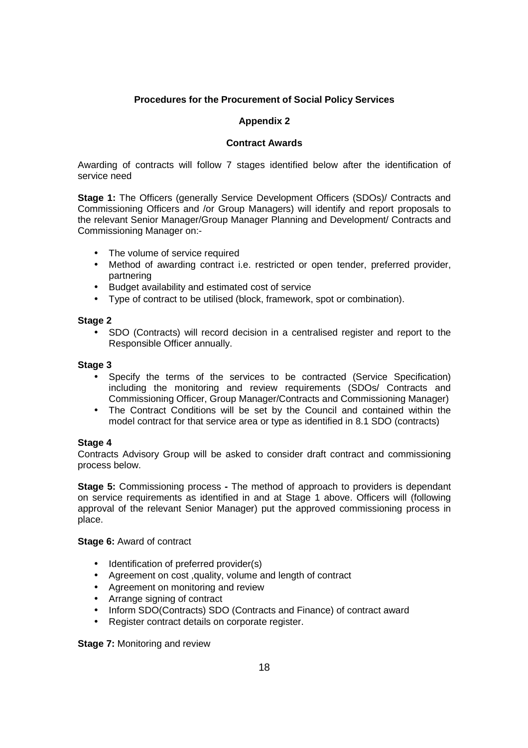**Procedures for the Procurement of Social Policy Services**

**Appendix 2**

**Contract Awards**

Awarding of contracts will follow 7 stages identified below after the identification of service need

**Stage 1:** The Officers (generally Service Development Officers (SDOs)/ Contracts and Commissioning Officers and /or Group Managers) will identify and report proposals to the relevant Senior Manager/Group Manager Planning and Development/ Contracts and Commissioning Manager on:-

- The volume of service required
- Method of awarding contract i.e. restricted or open tender, preferred provider, partnering
- Budget availability and estimated cost of service
- Type of contract to be utilised (block, framework, spot or combination).

**Stage 2**

- SDO (Contracts) will record decision in a centralised register and report to the Responsible Officer annually.

**Stage 3**

- Specify the terms of the services to be contracted (Service Specification) including the monitoring and review requirements (SDOs/ Contracts and Commissioning Officer, Group Manager/Contracts and Commissioning Manager)
- The Contract Conditions will be set by the Council and contained within the model contract for that service area or type as identified in 8.1 SDO (contracts)

**Stage 4**

Contracts Advisory Group will be asked to consider draft contract and commissioning process below.

**Stage 5:** Commissioning process **-** The method of approach to providers is dependant on service requirements as identified in and at Stage 1 above. Officers will (following approval of the relevant Senior Manager) put the approved commissioning process in place.

**Stage 6:** Award of contract

- Identification of preferred provider(s)
- Agreement on cost ,quality, volume and length of contract
- Agreement on monitoring and review
- Arrange signing of contract
- Inform SDO(Contracts) SDO (Contracts and Finance) of contract award
- Register contract details on corporate register.

**Stage 7:** Monitoring and review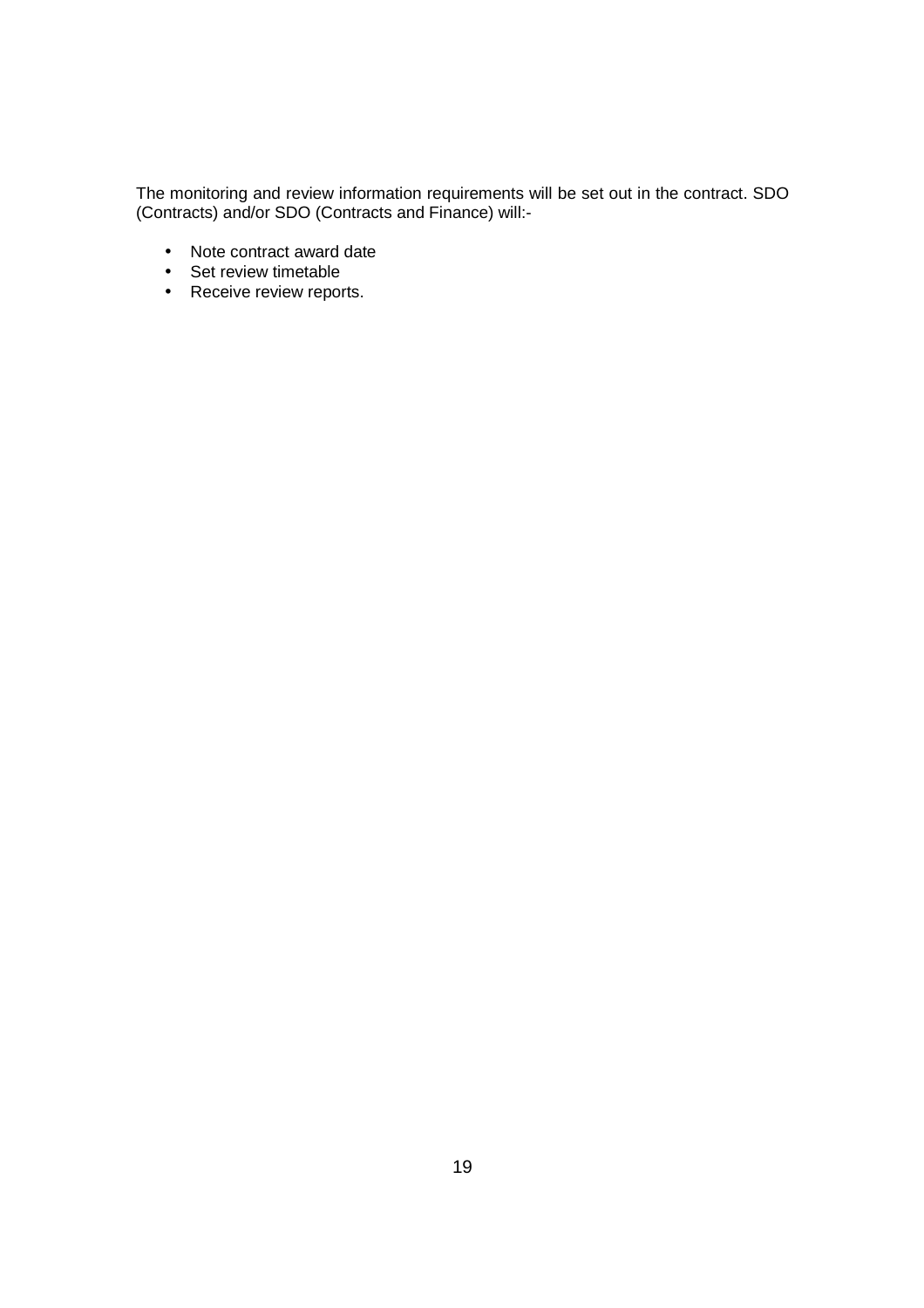The monitoring and review information requirements will be set out in the contract. SDO (Contracts) and/or SDO (Contracts and Finance) will:-

- Note contract award date
- Set review timetable
- Receive review reports.